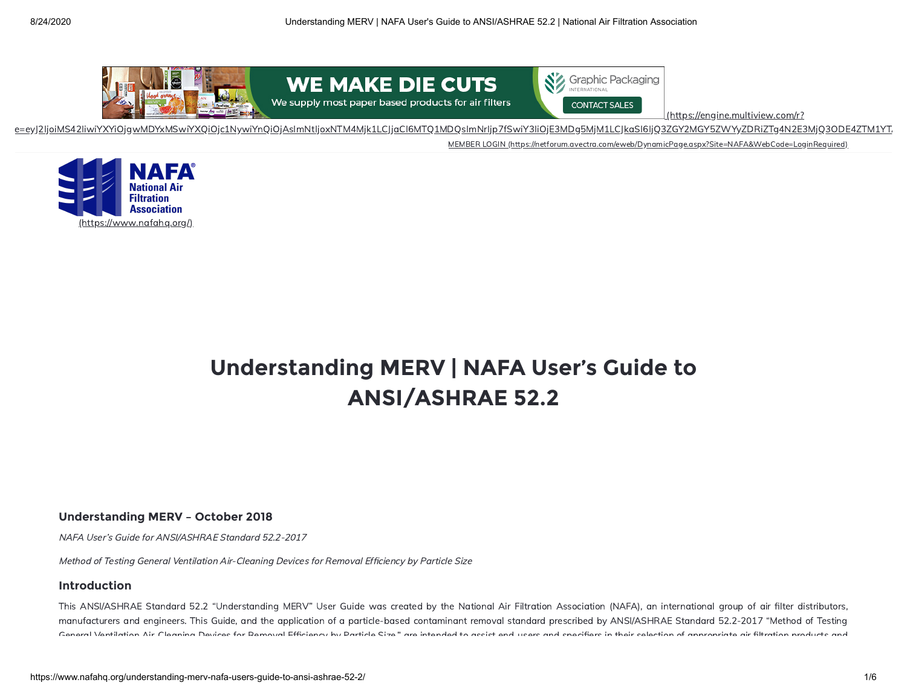# Understanding MERV | NAFA User's Guide to ANSI/ASHRAE 52.2

### Understanding MERV – October 2018

*NAFA User's Guide for ANSI/ASHRAE Standard 52.2-2017*

*Method of Testing General Ventilation Air-Cleaning Devices for Removal Efficiency by Particle Size*

### Introduction

This ANSI/ASHRAE Standard 52.2 "Understanding MERV" User Guide was created by the National Air Filtration Association (NAFA), an international group of air filter distributors, manufacturers and engineers. This Guide, and the application of a particle-based contaminant removal standard prescribed by ANSI/ASHRAE Standard 52.2-2017 "Method of Testing General Ventilation Air-Cleaning Devices for Removal Efficiency by Particle Size," are intended to assist end users and specifiers in their selection of appropriate air filtration products and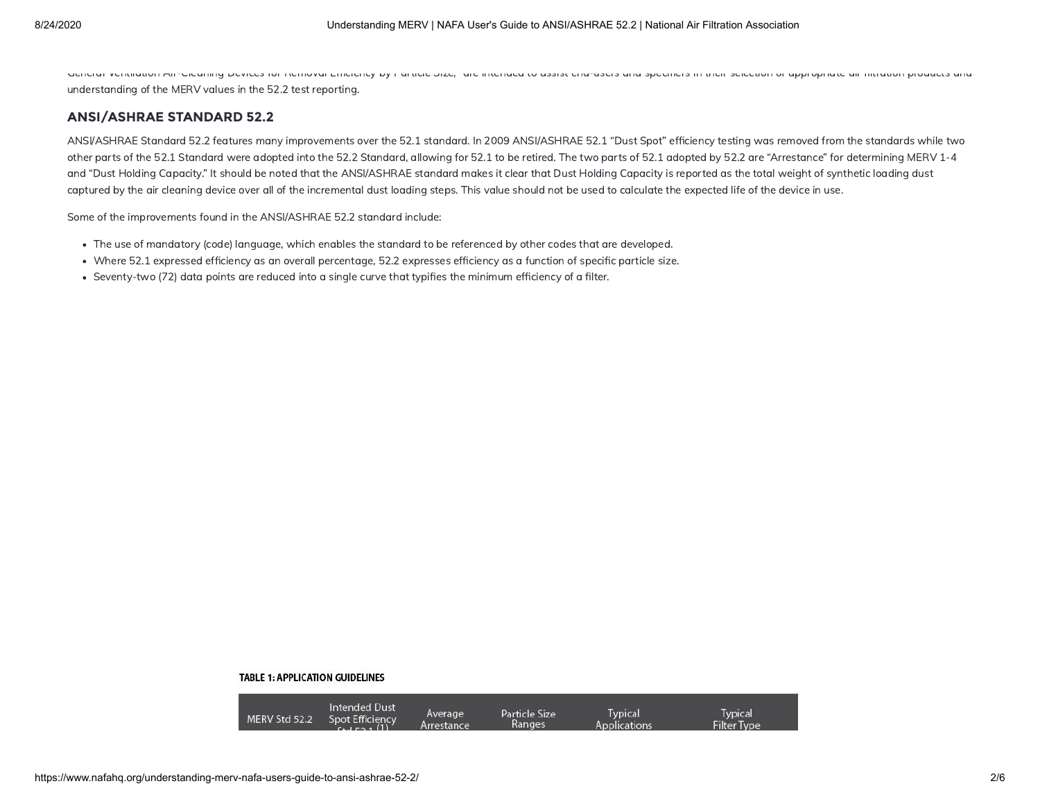General Ventilation Air-Cleaning Devices for Removal Efficiency by Particle Size," are intended to assist end-users and specifiers in their selection of appropriate air filtration products and understanding of the MERV values in the 52.2 test reporting.

## ANSI/ASHRAE STANDARD 52.2

ANSI/ASHRAE Standard 52.2 features many improvements over the 52.1 standard. In 2009 ANSI/ASHRAE 52.1 "Dust Spot" efficiency testing was removed from the standards while two other parts of the 52.1 Standard were adopted into the 52.2 Standard, allowing for 52.1 to be retired. The two parts of 52.1 adopted by 52.2 are "Arrestance" for determining MERV 1-4 and "Dust Holding Capacity." It should be noted that the ANSI/ASHRAE standard makes it clear that Dust Holding Capacity is reported as the total weight of synthetic loading dust captured by the air cleaning device over all of the incremental dust loading steps. This value should not be used to calculate the expected life of the device in use.

Some of the improvements found in the ANSI/ASHRAE 52.2 standard include:

- The use of mandatory (code) language, which enables the standard to be referenced by other codes that are developed.
- Where 52.1 expressed efficiency as an overall percentage, 52.2 expresses efficiency as a function of specific particle size.
- Seventy-two (72) data points are reduced into a single curve that typifies the minimum efficiency of a filter.

**TABLE 1: APPLICATION GUIDELINES**

| MERV Std 52.2 | Intended Dust Spot Efficiency Std 52.1 (1) | Average Arrestance | Particle Size Ranges | Typical Applications | Typical Filter Type |
|---|---|---|---|---|---|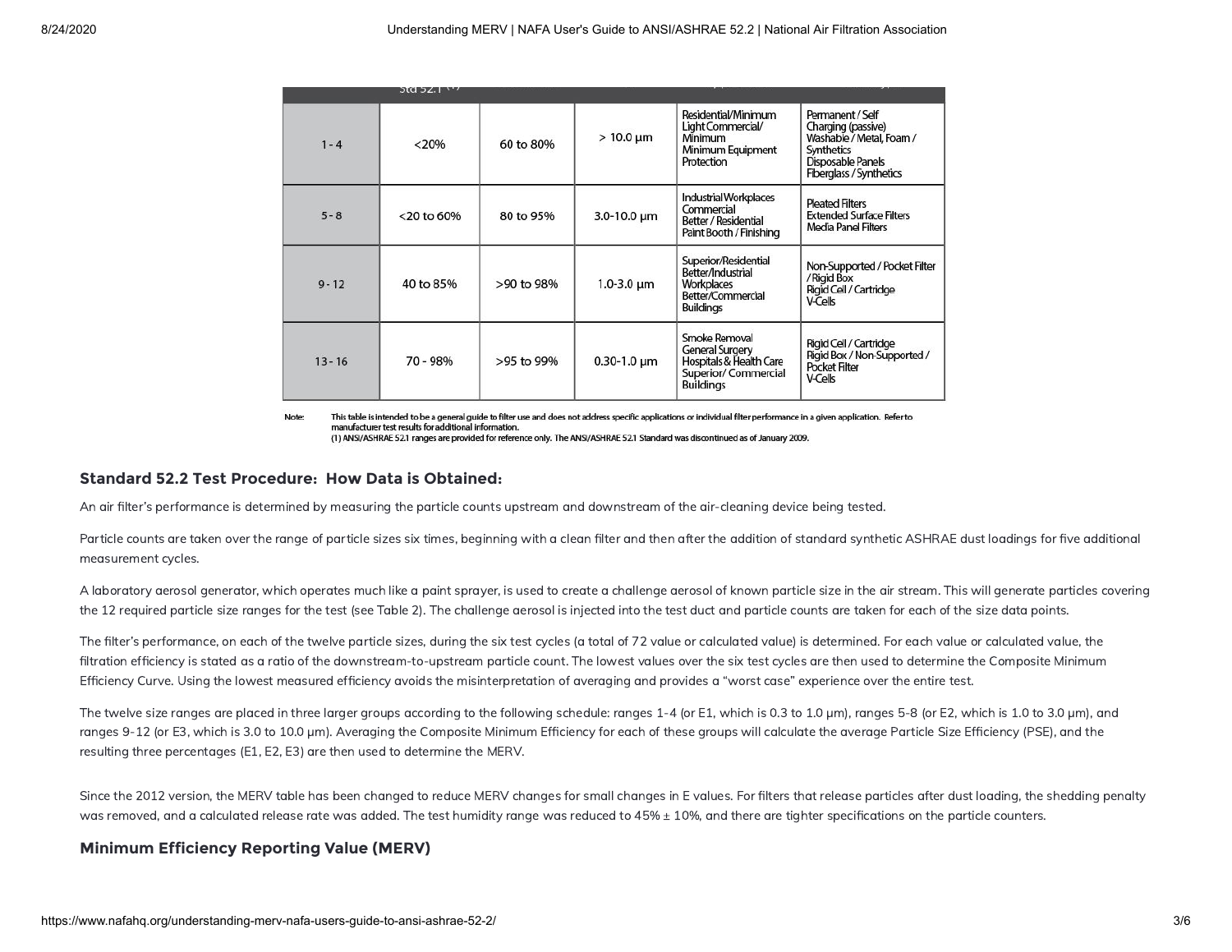| | Std 52.1 (1) | | | | |
|---|---|---|---|---|---|
| 1 - 4 | <20% | 60 to 80% | > 10.0 μm | Residential/Minimum Light Commercial/ Minimum Minimum Equipment Protection | Permanent / Self Charging (passive) Washable / Metal, Foam / Synthetics Disposable Panels Fiberglass / Synthetics |
| 5 - 8 | <20 to 60% | 80 to 95% | 3.0-10.0 μm | Industrial Workplaces Commercial Better / Residential Paint Booth / Finishing | Pleated Filters Extended Surface Filters Media Panel Filters |
| 9 - 12 | 40 to 85% | >90 to 98% | 1.0-3.0 μm | Superior/Residential Better/Industrial Workplaces Better/Commercial Buildings | Non-Supported / Pocket Filter / Rigid Box Rigid Cell / Cartridge V-Cells |
| 13 - 16 | 70 - 98% | >95 to 99% | 0.30-1.0 μm | Smoke Removal General Surgery Hospitals & Health Care Superior/ Commercial Buildings | Rigid Cell / Cartridge Rigid Box / Non-Supported / Pocket Filter V-Cells |

Note: This table is intended to be a general guide to filter use and does not address specific applications or individual filter performance in a given application. Refer to manufacturer test results for additional information.
(1) ANSI/ASHRAE 52.1 ranges are provided for reference only. The ANSI/ASHRAE 52.1 Standard was discontinued as of January 2009.

### Standard 52.2 Test Procedure: How Data is Obtained:

An air filter's performance is determined by measuring the particle counts upstream and downstream of the air-cleaning device being tested.

Particle counts are taken over the range of particle sizes six times, beginning with a clean filter and then after the addition of standard synthetic ASHRAE dust loadings for five additional measurement cycles.

A laboratory aerosol generator, which operates much like a paint sprayer, is used to create a challenge aerosol of known particle size in the air stream. This will generate particles covering the 12 required particle size ranges for the test (see Table 2). The challenge aerosol is injected into the test duct and particle counts are taken for each of the size data points.

The filter's performance, on each of the twelve particle sizes, during the six test cycles (a total of 72 value or calculated value) is determined. For each value or calculated value, the filtration efficiency is stated as a ratio of the downstream-to-upstream particle count. The lowest values over the six test cycles are then used to determine the Composite Minimum Efficiency Curve. Using the lowest measured efficiency avoids the misinterpretation of averaging and provides a "worst case" experience over the entire test.

The twelve size ranges are placed in three larger groups according to the following schedule: ranges 1-4 (or E1, which is 0.3 to 1.0 μm), ranges 5-8 (or E2, which is 1.0 to 3.0 μm), and ranges 9-12 (or E3, which is 3.0 to 10.0 μm). Averaging the Composite Minimum Efficiency for each of these groups will calculate the average Particle Size Efficiency (PSE), and the resulting three percentages (E1, E2, E3) are then used to determine the MERV.

Since the 2012 version, the MERV table has been changed to reduce MERV changes for small changes in E values. For filters that release particles after dust loading, the shedding penalty was removed, and a calculated release rate was added. The test humidity range was reduced to 45% ± 10%, and there are tighter specifications on the particle counters.

### Minimum Efficiency Reporting Value (MERV)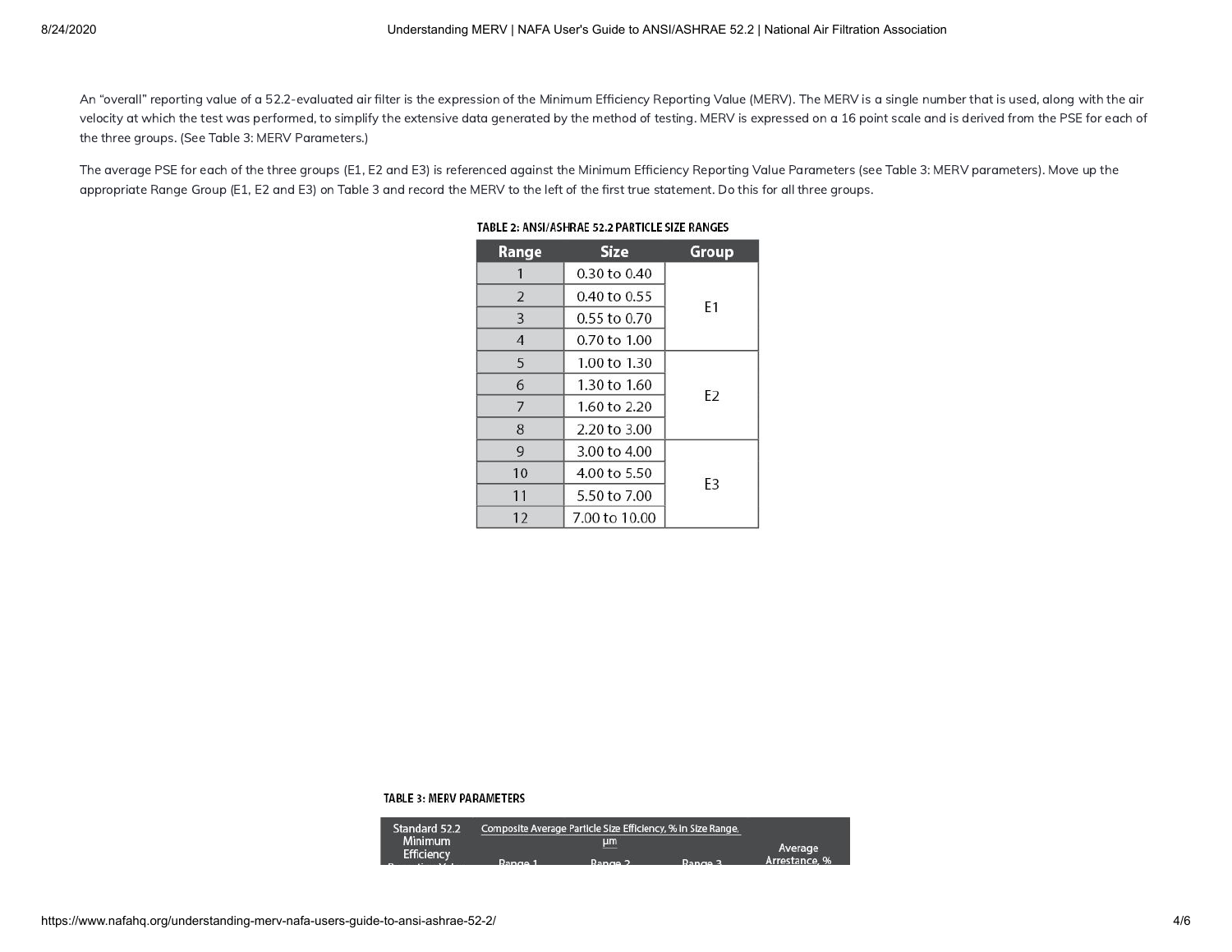An "overall" reporting value of a 52.2-evaluated air filter is the expression of the Minimum Efficiency Reporting Value (MERV). The MERV is a single number that is used, along with the air velocity at which the test was performed, to simplify the extensive data generated by the method of testing. MERV is expressed on a 16 point scale and is derived from the PSE for each of the three groups. (See Table 3: MERV Parameters.)

The average PSE for each of the three groups (E1, E2 and E3) is referenced against the Minimum Efficiency Reporting Value Parameters (see Table 3: MERV parameters). Move up the appropriate Range Group (E1, E2 and E3) on Table 3 and record the MERV to the left of the first true statement. Do this for all three groups.

**TABLE 2: ANSI/ASHRAE 52.2 PARTICLE SIZE RANGES**

| Range | Size | Group |
|---|---|---|
| 1 | 0.30 to 0.40 | E1 |
| 2 | 0.40 to 0.55 | |
| 3 | 0.55 to 0.70 | |
| 4 | 0.70 to 1.00 | |
| 5 | 1.00 to 1.30 | E2 |
| 6 | 1.30 to 1.60 | |
| 7 | 1.60 to 2.20 | |
| 8 | 2.20 to 3.00 | |
| 9 | 3.00 to 4.00 | E3 |
| 10 | 4.00 to 5.50 | |
| 11 | 5.50 to 7.00 | |
| 12 | 7.00 to 10.00 | |

**TABLE 3: MERV PARAMETERS**

| Standard 52.2 Minimum Efficiency Reporting Value | Composite Average Particle Size Efficiency, % in Size Range, µm | | | Average Arrestance, % |
|---|---|---|---|---|
| | Range 1 | Range 2 | Range 3 | |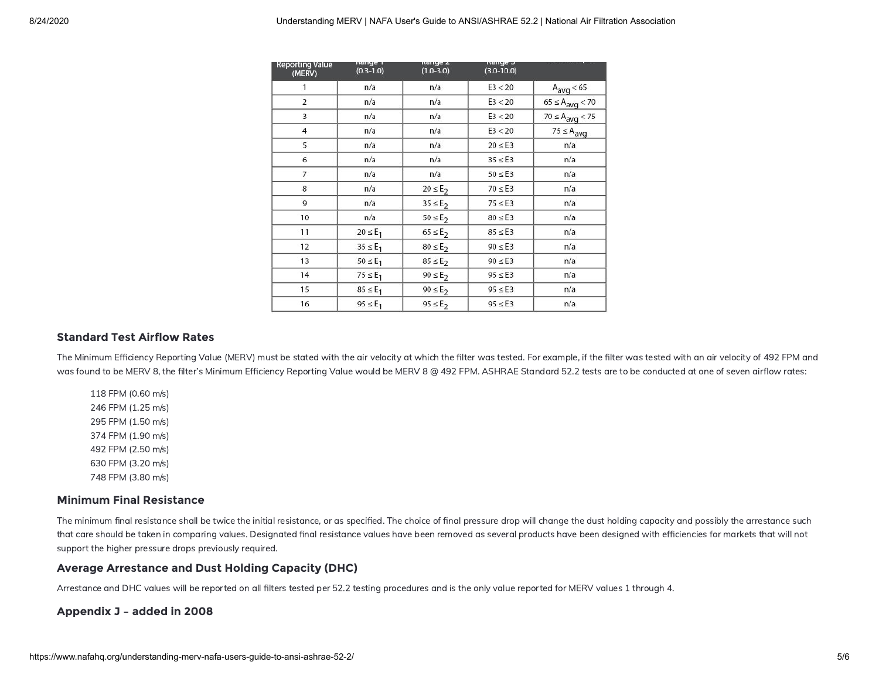| Reporting Value (MERV) | Range 1 (0.3-1.0) | Range 2 (1.0-3.0) | Range 3 (3.0-10.0) | |
|---|---|---|---|---|
| 1 | n/a | n/a | $E3 < 20$ | $A_{avg} < 65$ |
| 2 | n/a | n/a | $E3 < 20$ | $65 \le A_{avg} < 70$ |
| 3 | n/a | n/a | $E3 < 20$ | $70 \le A_{avg} < 75$ |
| 4 | n/a | n/a | $E3 < 20$ | $75 \le A_{avg}$ |
| 5 | n/a | n/a | $20 \le E3$ | n/a |
| 6 | n/a | n/a | $35 \le E3$ | n/a |
| 7 | n/a | n/a | $50 \le E3$ | n/a |
| 8 | n/a | $20 \le E_2$ | $70 \le E3$ | n/a |
| 9 | n/a | $35 \le E_2$ | $75 \le E3$ | n/a |
| 10 | n/a | $50 \le E_2$ | $80 \le E3$ | n/a |
| 11 | $20 \le E_1$ | $65 \le E_2$ | $85 \le E3$ | n/a |
| 12 | $35 \le E_1$ | $80 \le E_2$ | $90 \le E3$ | n/a |
| 13 | $50 \le E_1$ | $85 \le E_2$ | $90 \le E3$ | n/a |
| 14 | $75 \le E_1$ | $90 \le E_2$ | $95 \le E3$ | n/a |
| 15 | $85 \le E_1$ | $90 \le E_2$ | $95 \le E3$ | n/a |
| 16 | $95 \le E_1$ | $95 \le E_2$ | $95 \le E3$ | n/a |

### Standard Test Airflow Rates

The Minimum Efficiency Reporting Value (MERV) must be stated with the air velocity at which the filter was tested. For example, if the filter was tested with an air velocity of 492 FPM and was found to be MERV 8, the filter's Minimum Efficiency Reporting Value would be MERV 8 @ 492 FPM. ASHRAE Standard 52.2 tests are to be conducted at one of seven airflow rates:

- 118 FPM (0.60 m/s)
- 246 FPM (1.25 m/s)
- 295 FPM (1.50 m/s)
- 374 FPM (1.90 m/s)
- 492 FPM (2.50 m/s)
- 630 FPM (3.20 m/s)
- 748 FPM (3.80 m/s)

### Minimum Final Resistance

The minimum final resistance shall be twice the initial resistance, or as specified. The choice of final pressure drop will change the dust holding capacity and possibly the arrestance such that care should be taken in comparing values. Designated final resistance values have been removed as several products have been designed with efficiencies for markets that will not support the higher pressure drops previously required.

### Average Arrestance and Dust Holding Capacity (DHC)

Arrestance and DHC values will be reported on all filters tested per 52.2 testing procedures and is the only value reported for MERV values 1 through 4.

### Appendix J – added in 2008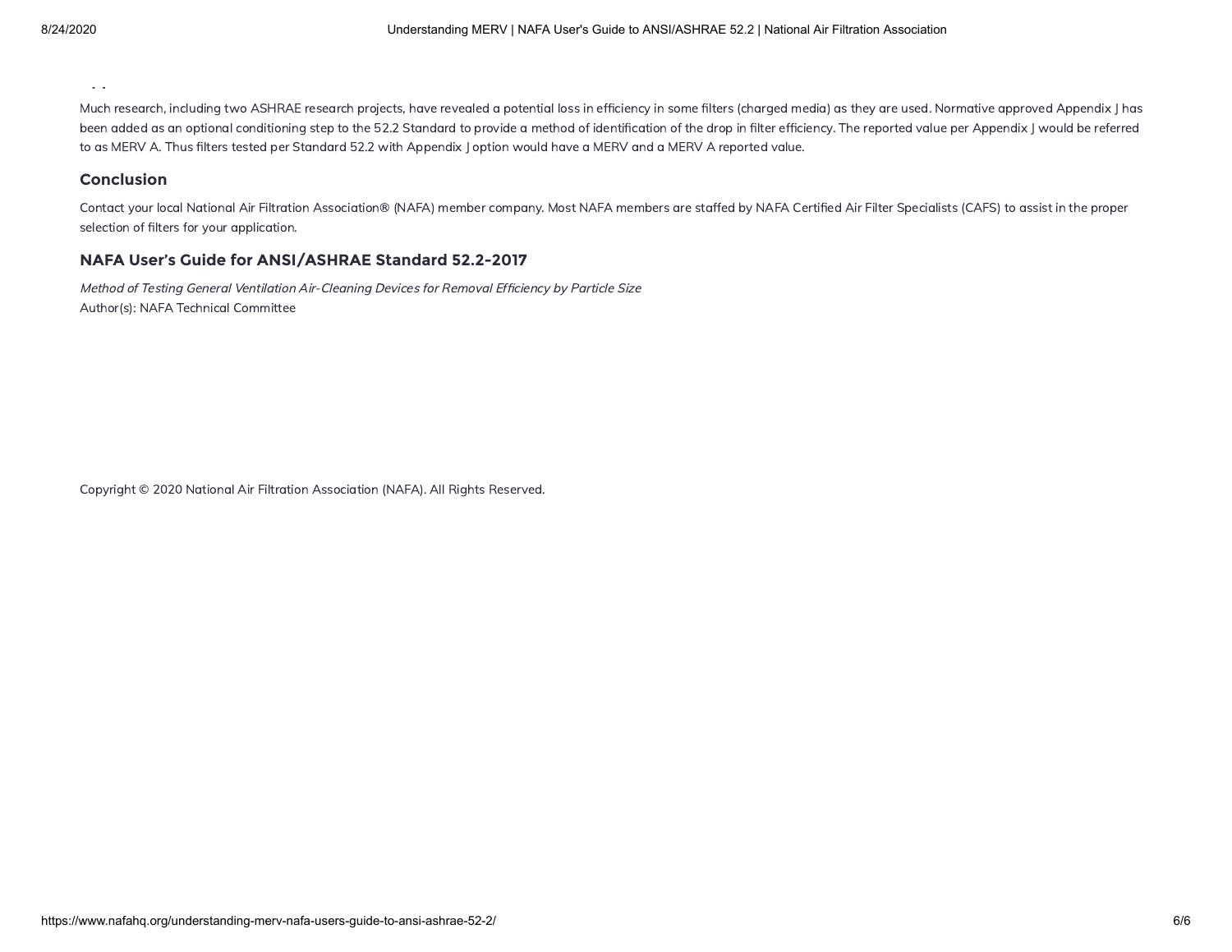Much research, including two ASHRAE research projects, have revealed a potential loss in efficiency in some filters (charged media) as they are used. Normative approved Appendix J has been added as an optional conditioning step to the 52.2 Standard to provide a method of identification of the drop in filter efficiency. The reported value per Appendix J would be referred to as MERV A. Thus filters tested per Standard 52.2 with Appendix J option would have a MERV and a MERV A reported value.

## Conclusion

Contact your local National Air Filtration Association® (NAFA) member company. Most NAFA members are staffed by NAFA Certified Air Filter Specialists (CAFS) to assist in the proper selection of filters for your application.

## NAFA User's Guide for ANSI/ASHRAE Standard 52.2-2017

*Method of Testing General Ventilation Air-Cleaning Devices for Removal Efficiency by Particle Size*
Author(s): NAFA Technical Committee

Copyright © 2020 National Air Filtration Association (NAFA). All Rights Reserved.